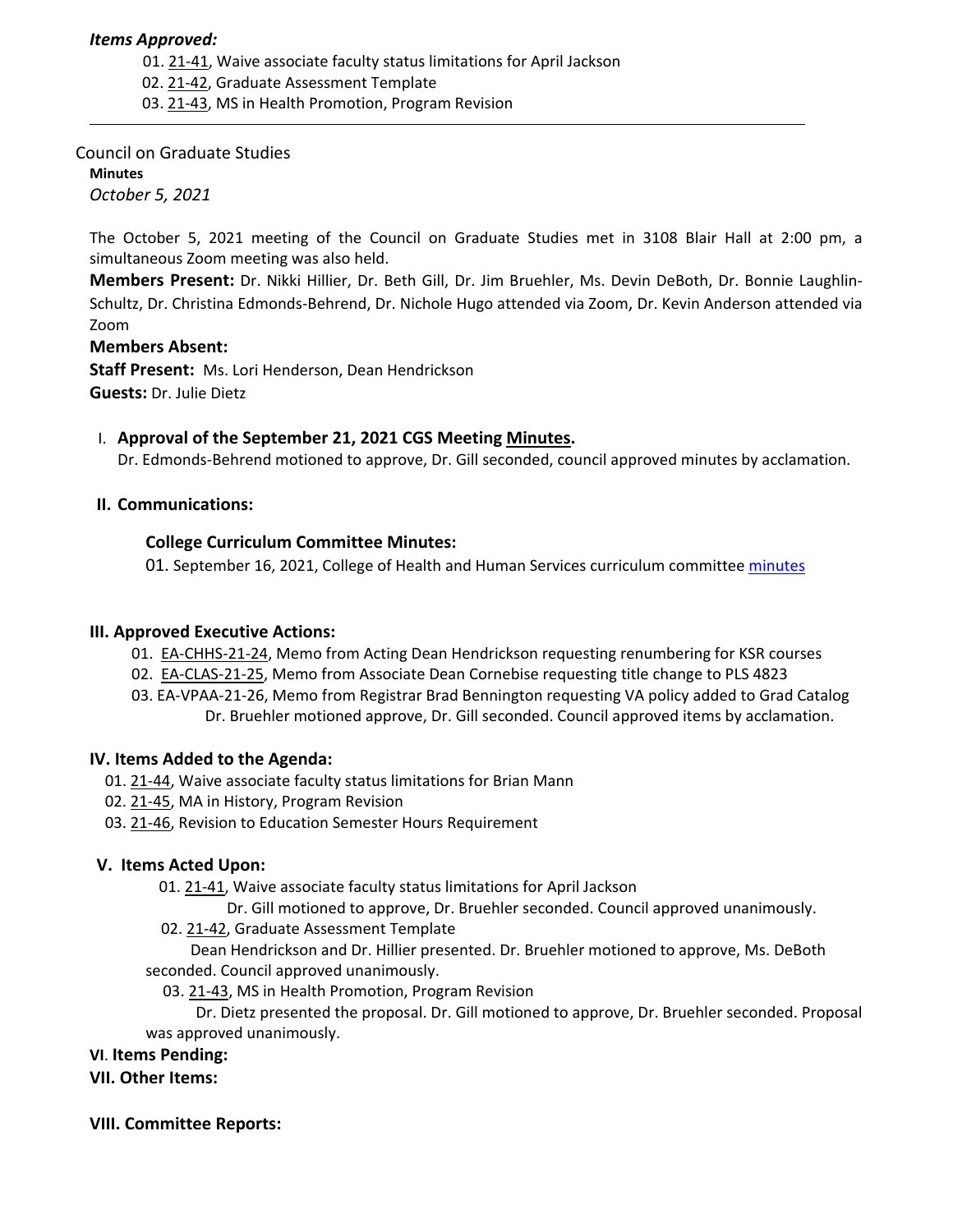*Items Approved:*

01. 21-41, Waive associate faculty status limitations for April Jackson
02. 21-42, Graduate Assessment Template
03. 21-43, MS in Health Promotion, Program Revision

---

Council on Graduate Studies

**Minutes**

*October 5, 2021*

The October 5, 2021 meeting of the Council on Graduate Studies met in 3108 Blair Hall at 2:00 pm, a simultaneous Zoom meeting was also held.

**Members Present:** Dr. Nikki Hillier, Dr. Beth Gill, Dr. Jim Bruehler, Ms. Devin DeBoth, Dr. Bonnie Laughlin-Schultz, Dr. Christina Edmonds-Behrend, Dr. Nichole Hugo attended via Zoom, Dr. Kevin Anderson attended via Zoom

**Members Absent:**

**Staff Present:** Ms. Lori Henderson, Dean Hendrickson

**Guests:** Dr. Julie Dietz

## I. Approval of the September 21, 2021 CGS Meeting Minutes.

Dr. Edmonds-Behrend motioned to approve, Dr. Gill seconded, council approved minutes by acclamation.

## II. Communications:

### College Curriculum Committee Minutes:

01. September 16, 2021, College of Health and Human Services curriculum committee minutes

## III. Approved Executive Actions:

01. EA-CHHS-21-24, Memo from Acting Dean Hendrickson requesting renumbering for KSR courses
02. EA-CLAS-21-25, Memo from Associate Dean Cornebise requesting title change to PLS 4823
03. EA-VPAA-21-26, Memo from Registrar Brad Bennington requesting VA policy added to Grad Catalog

Dr. Bruehler motioned approve, Dr. Gill seconded. Council approved items by acclamation.

## IV. Items Added to the Agenda:

01. 21-44, Waive associate faculty status limitations for Brian Mann
02. 21-45, MA in History, Program Revision
03. 21-46, Revision to Education Semester Hours Requirement

## V. Items Acted Upon:

01. 21-41, Waive associate faculty status limitations for April Jackson

Dr. Gill motioned to approve, Dr. Bruehler seconded. Council approved unanimously.

02. 21-42, Graduate Assessment Template

Dean Hendrickson and Dr. Hillier presented. Dr. Bruehler motioned to approve, Ms. DeBoth seconded. Council approved unanimously.

03. 21-43, MS in Health Promotion, Program Revision

Dr. Dietz presented the proposal. Dr. Gill motioned to approve, Dr. Bruehler seconded. Proposal was approved unanimously.

## VI. Items Pending:

## VII. Other Items:

## VIII. Committee Reports: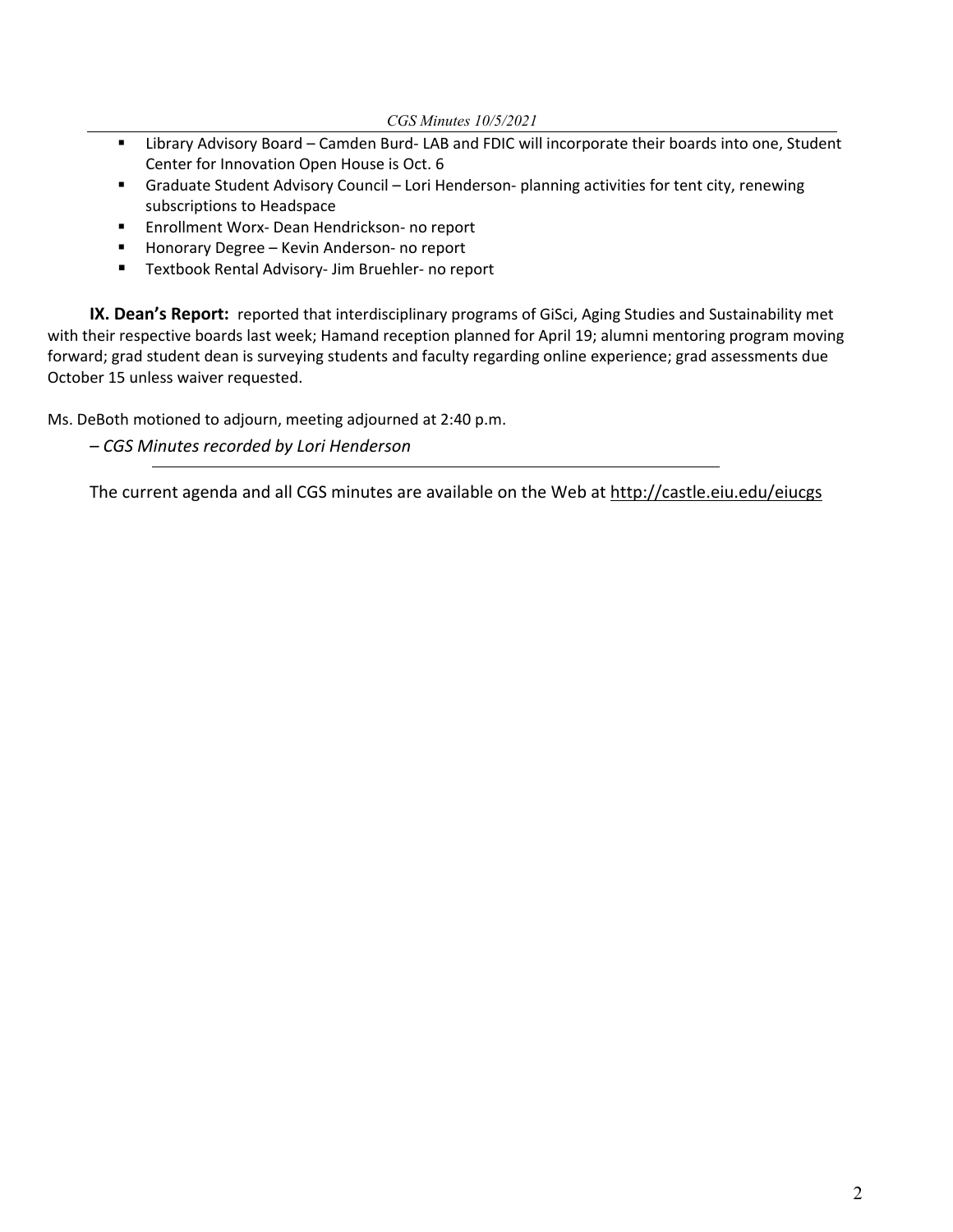- Library Advisory Board – Camden Burd- LAB and FDIC will incorporate their boards into one, Student Center for Innovation Open House is Oct. 6
- Graduate Student Advisory Council – Lori Henderson- planning activities for tent city, renewing subscriptions to Headspace
- Enrollment Worx- Dean Hendrickson- no report
- Honorary Degree – Kevin Anderson- no report
- Textbook Rental Advisory- Jim Bruehler- no report

**IX. Dean's Report:** reported that interdisciplinary programs of GiSci, Aging Studies and Sustainability met with their respective boards last week; Hamand reception planned for April 19; alumni mentoring program moving forward; grad student dean is surveying students and faculty regarding online experience; grad assessments due October 15 unless waiver requested.

Ms. DeBoth motioned to adjourn, meeting adjourned at 2:40 p.m.

*– CGS Minutes recorded by Lori Henderson*

---

The current agenda and all CGS minutes are available on the Web at http://castle.eiu.edu/eiucgs